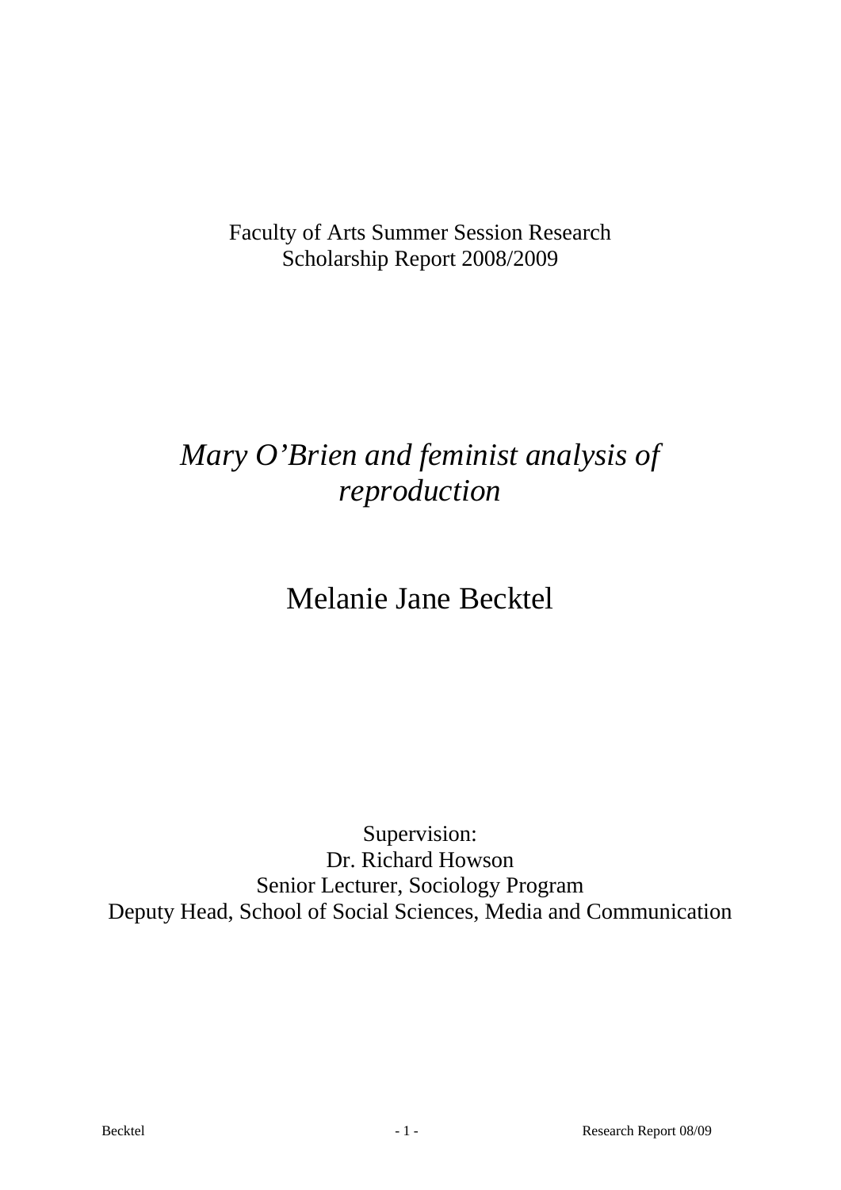Faculty of Arts Summer Session Research
Scholarship Report 2008/2009

# *Mary O'Brien and feminist analysis of reproduction*

## Melanie Jane Becktel

Supervision:
Dr. Richard Howson
Senior Lecturer, Sociology Program
Deputy Head, School of Social Sciences, Media and Communication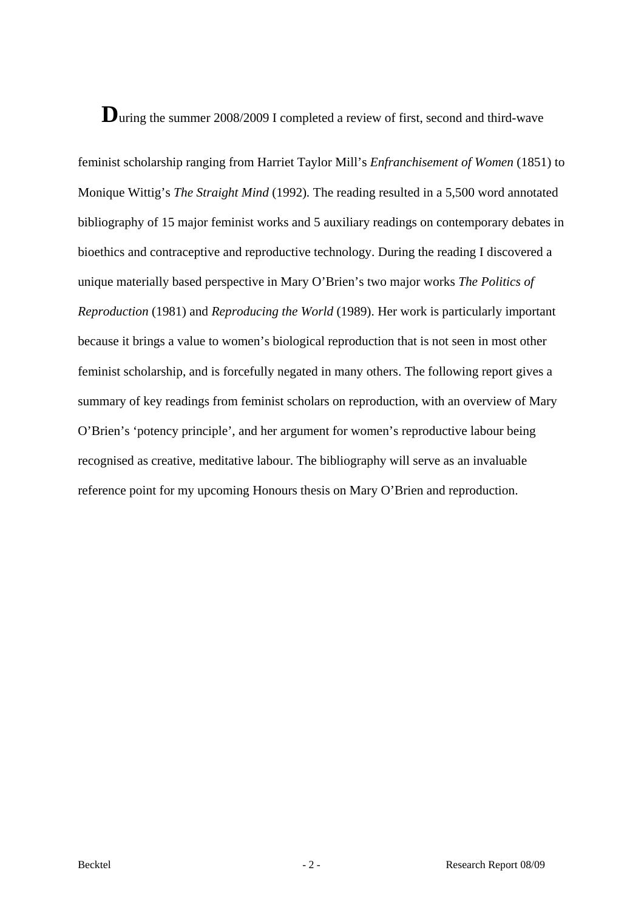During the summer 2008/2009 I completed a review of first, second and third-wave feminist scholarship ranging from Harriet Taylor Mill's *Enfranchisement of Women* (1851) to Monique Wittig's *The Straight Mind* (1992). The reading resulted in a 5,500 word annotated bibliography of 15 major feminist works and 5 auxiliary readings on contemporary debates in bioethics and contraceptive and reproductive technology. During the reading I discovered a unique materially based perspective in Mary O'Brien's two major works *The Politics of Reproduction* (1981) and *Reproducing the World* (1989). Her work is particularly important because it brings a value to women's biological reproduction that is not seen in most other feminist scholarship, and is forcefully negated in many others. The following report gives a summary of key readings from feminist scholars on reproduction, with an overview of Mary O'Brien's 'potency principle', and her argument for women's reproductive labour being recognised as creative, meditative labour. The bibliography will serve as an invaluable reference point for my upcoming Honours thesis on Mary O'Brien and reproduction.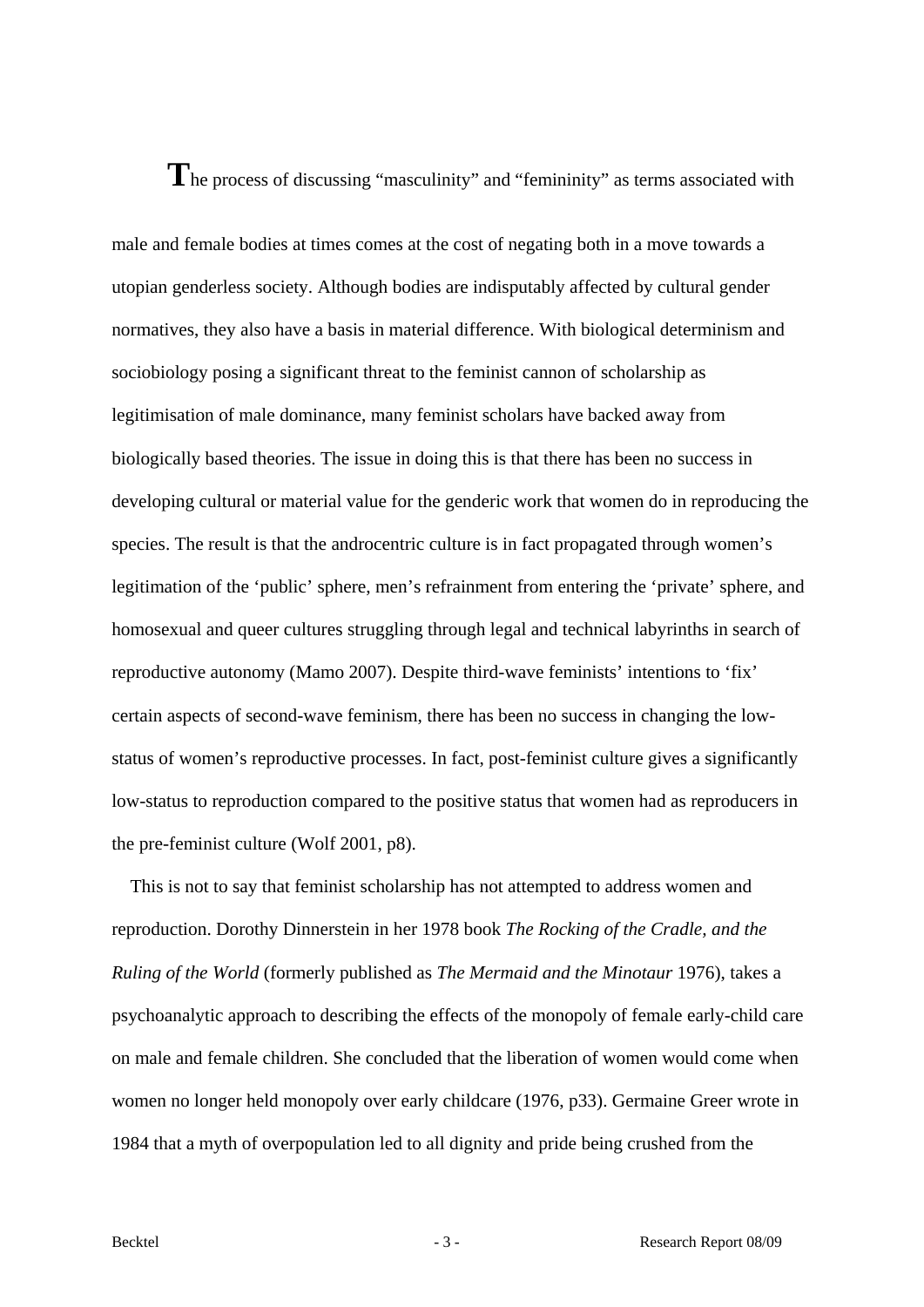The process of discussing “masculinity” and “femininity” as terms associated with male and female bodies at times comes at the cost of negating both in a move towards a utopian genderless society. Although bodies are indisputably affected by cultural gender normatives, they also have a basis in material difference. With biological determinism and sociobiology posing a significant threat to the feminist cannon of scholarship as legitimisation of male dominance, many feminist scholars have backed away from biologically based theories. The issue in doing this is that there has been no success in developing cultural or material value for the genderic work that women do in reproducing the species. The result is that the androcentric culture is in fact propagated through women’s legitimation of the ‘public’ sphere, men’s refrainment from entering the ‘private’ sphere, and homosexual and queer cultures struggling through legal and technical labyrinths in search of reproductive autonomy (Mamo 2007). Despite third-wave feminists’ intentions to ‘fix’ certain aspects of second-wave feminism, there has been no success in changing the low-status of women’s reproductive processes. In fact, post-feminist culture gives a significantly low-status to reproduction compared to the positive status that women had as reproducers in the pre-feminist culture (Wolf 2001, p8).

This is not to say that feminist scholarship has not attempted to address women and reproduction. Dorothy Dinnerstein in her 1978 book *The Rocking of the Cradle, and the Ruling of the World* (formerly published as *The Mermaid and the Minotaur* 1976), takes a psychoanalytic approach to describing the effects of the monopoly of female early-child care on male and female children. She concluded that the liberation of women would come when women no longer held monopoly over early childcare (1976, p33). Germaine Greer wrote in 1984 that a myth of overpopulation led to all dignity and pride being crushed from the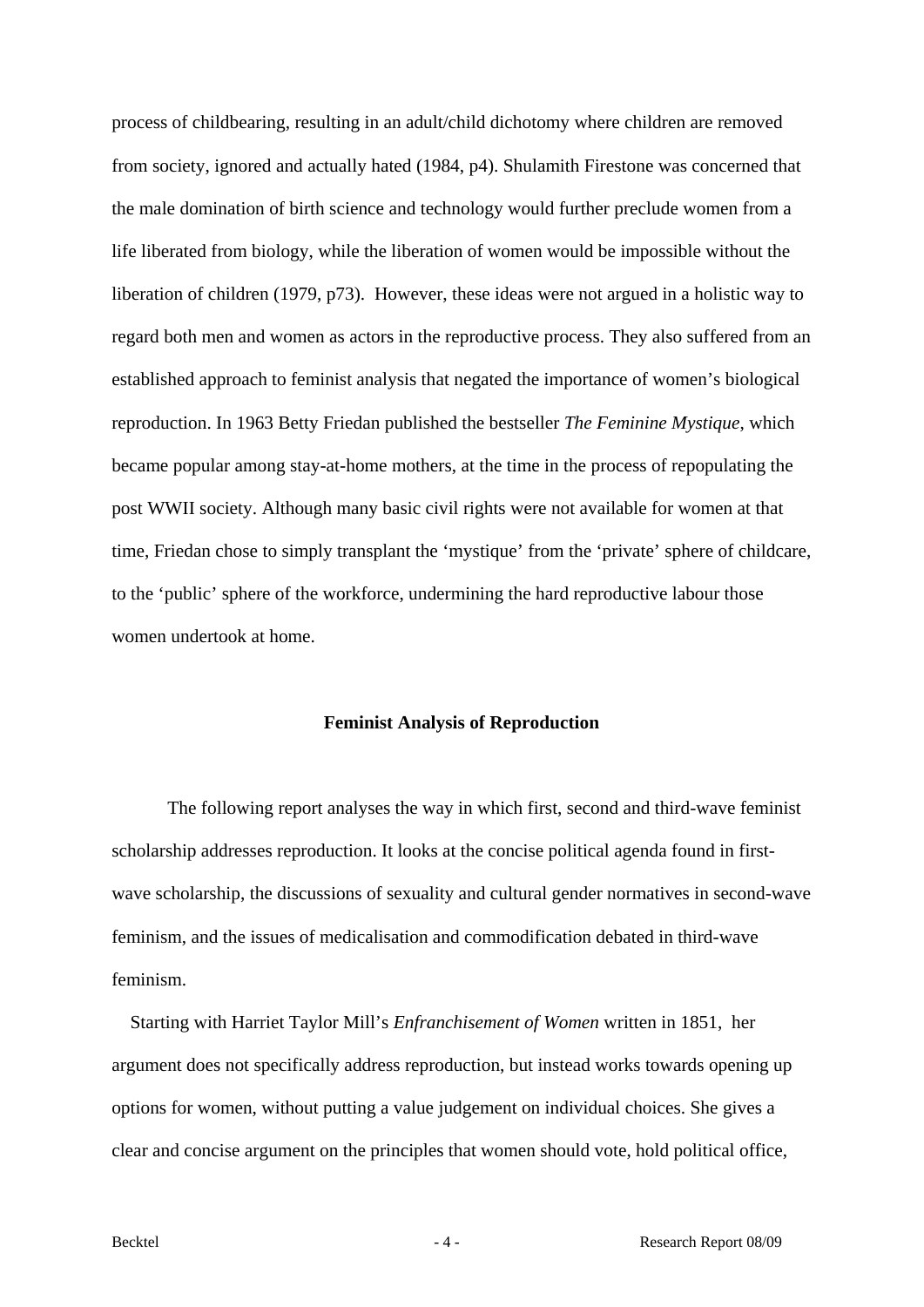process of childbearing, resulting in an adult/child dichotomy where children are removed from society, ignored and actually hated (1984, p4). Shulamith Firestone was concerned that the male domination of birth science and technology would further preclude women from a life liberated from biology, while the liberation of women would be impossible without the liberation of children (1979, p73). However, these ideas were not argued in a holistic way to regard both men and women as actors in the reproductive process. They also suffered from an established approach to feminist analysis that negated the importance of women's biological reproduction. In 1963 Betty Friedan published the bestseller *The Feminine Mystique*, which became popular among stay-at-home mothers, at the time in the process of repopulating the post WWII society. Although many basic civil rights were not available for women at that time, Friedan chose to simply transplant the 'mystique' from the 'private' sphere of childcare, to the 'public' sphere of the workforce, undermining the hard reproductive labour those women undertook at home.

## Feminist Analysis of Reproduction

The following report analyses the way in which first, second and third-wave feminist scholarship addresses reproduction. It looks at the concise political agenda found in first-wave scholarship, the discussions of sexuality and cultural gender normatives in second-wave feminism, and the issues of medicalisation and commodification debated in third-wave feminism.

Starting with Harriet Taylor Mill's *Enfranchisement of Women* written in 1851, her argument does not specifically address reproduction, but instead works towards opening up options for women, without putting a value judgement on individual choices. She gives a clear and concise argument on the principles that women should vote, hold political office,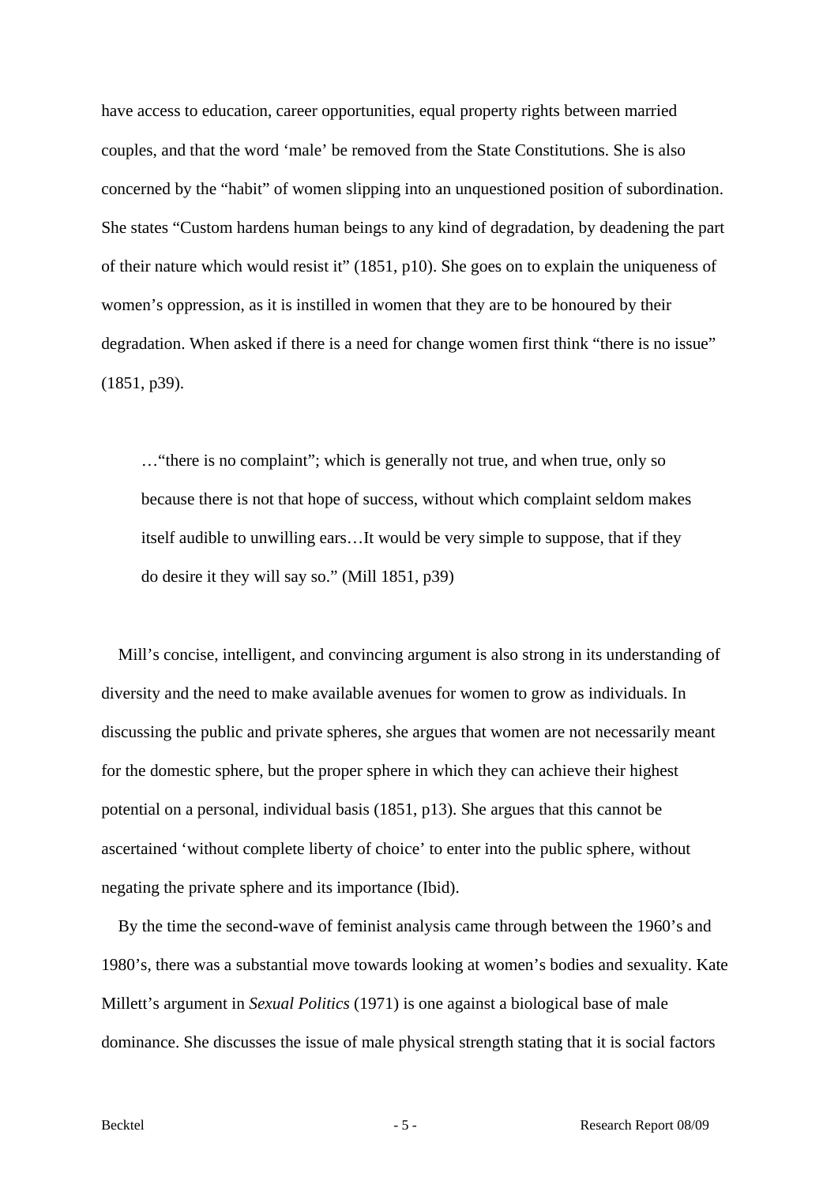have access to education, career opportunities, equal property rights between married couples, and that the word 'male' be removed from the State Constitutions. She is also concerned by the "habit" of women slipping into an unquestioned position of subordination. She states "Custom hardens human beings to any kind of degradation, by deadening the part of their nature which would resist it" (1851, p10). She goes on to explain the uniqueness of women's oppression, as it is instilled in women that they are to be honoured by their degradation. When asked if there is a need for change women first think "there is no issue" (1851, p39).

> …"there is no complaint"; which is generally not true, and when true, only so because there is not that hope of success, without which complaint seldom makes itself audible to unwilling ears…It would be very simple to suppose, that if they do desire it they will say so." (Mill 1851, p39)

Mill's concise, intelligent, and convincing argument is also strong in its understanding of diversity and the need to make available avenues for women to grow as individuals. In discussing the public and private spheres, she argues that women are not necessarily meant for the domestic sphere, but the proper sphere in which they can achieve their highest potential on a personal, individual basis (1851, p13). She argues that this cannot be ascertained 'without complete liberty of choice' to enter into the public sphere, without negating the private sphere and its importance (Ibid).

By the time the second-wave of feminist analysis came through between the 1960's and 1980's, there was a substantial move towards looking at women's bodies and sexuality. Kate Millett's argument in *Sexual Politics* (1971) is one against a biological base of male dominance. She discusses the issue of male physical strength stating that it is social factors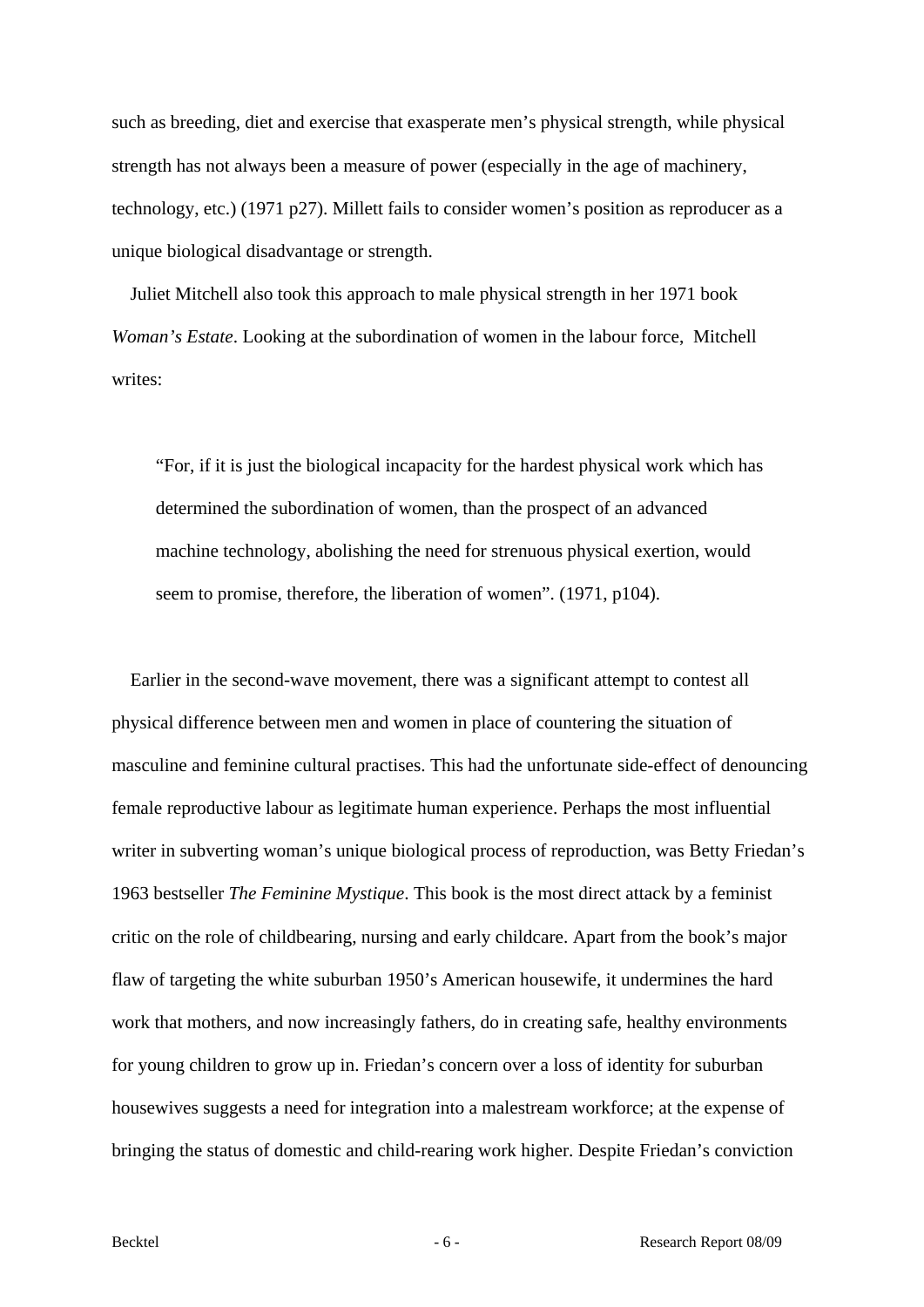such as breeding, diet and exercise that exasperate men's physical strength, while physical strength has not always been a measure of power (especially in the age of machinery, technology, etc.) (1971 p27). Millett fails to consider women's position as reproducer as a unique biological disadvantage or strength.

Juliet Mitchell also took this approach to male physical strength in her 1971 book *Woman's Estate*. Looking at the subordination of women in the labour force, Mitchell writes:

> "For, if it is just the biological incapacity for the hardest physical work which has determined the subordination of women, than the prospect of an advanced machine technology, abolishing the need for strenuous physical exertion, would seem to promise, therefore, the liberation of women". (1971, p104).

Earlier in the second-wave movement, there was a significant attempt to contest all physical difference between men and women in place of countering the situation of masculine and feminine cultural practises. This had the unfortunate side-effect of denouncing female reproductive labour as legitimate human experience. Perhaps the most influential writer in subverting woman's unique biological process of reproduction, was Betty Friedan's 1963 bestseller *The Feminine Mystique*. This book is the most direct attack by a feminist critic on the role of childbearing, nursing and early childcare. Apart from the book's major flaw of targeting the white suburban 1950's American housewife, it undermines the hard work that mothers, and now increasingly fathers, do in creating safe, healthy environments for young children to grow up in. Friedan's concern over a loss of identity for suburban housewives suggests a need for integration into a malestream workforce; at the expense of bringing the status of domestic and child-rearing work higher. Despite Friedan's conviction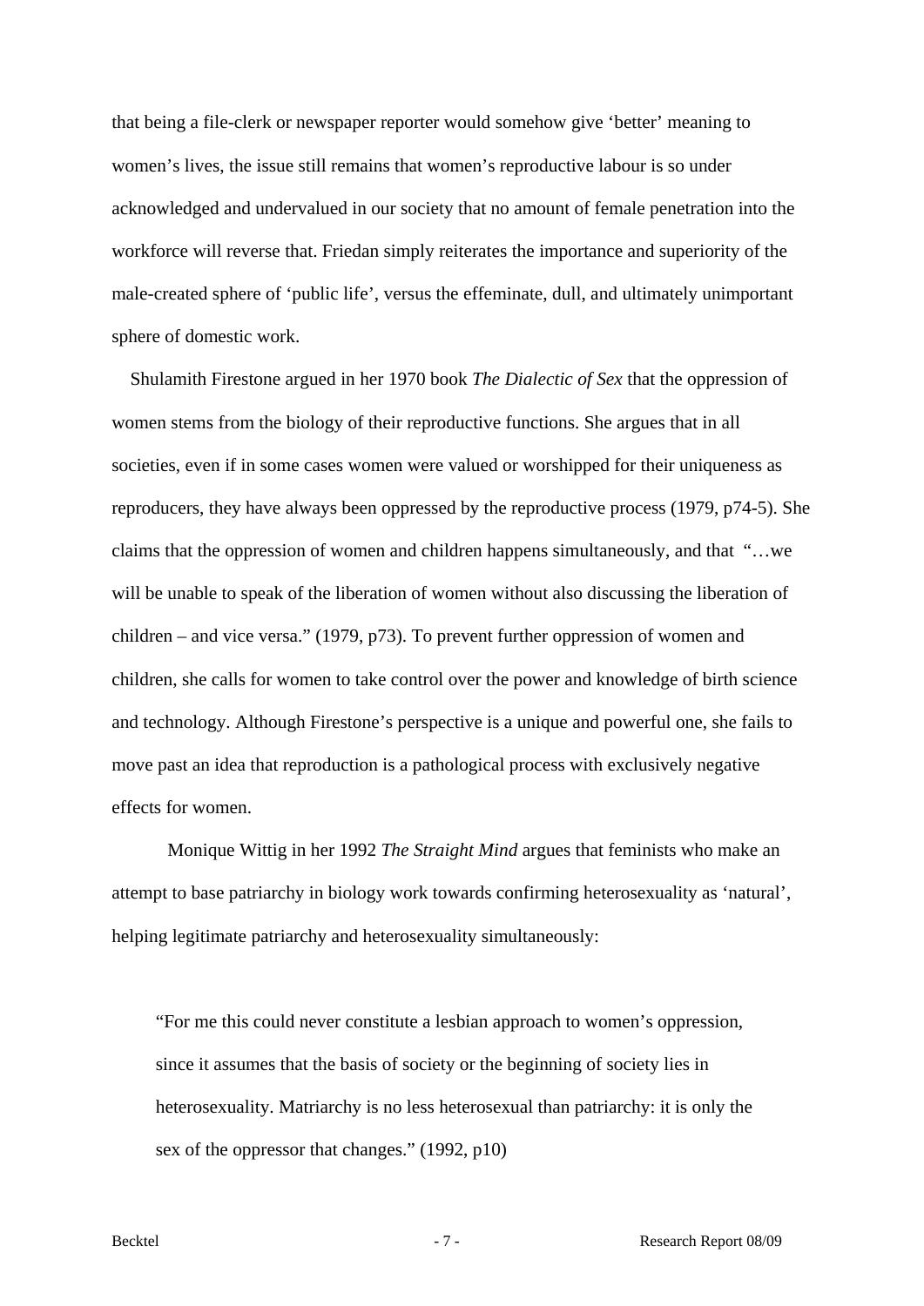that being a file-clerk or newspaper reporter would somehow give 'better' meaning to women's lives, the issue still remains that women's reproductive labour is so under acknowledged and undervalued in our society that no amount of female penetration into the workforce will reverse that. Friedan simply reiterates the importance and superiority of the male-created sphere of 'public life', versus the effeminate, dull, and ultimately unimportant sphere of domestic work.

Shulamith Firestone argued in her 1970 book *The Dialectic of Sex* that the oppression of women stems from the biology of their reproductive functions. She argues that in all societies, even if in some cases women were valued or worshipped for their uniqueness as reproducers, they have always been oppressed by the reproductive process (1979, p74-5). She claims that the oppression of women and children happens simultaneously, and that "…we will be unable to speak of the liberation of women without also discussing the liberation of children – and vice versa." (1979, p73). To prevent further oppression of women and children, she calls for women to take control over the power and knowledge of birth science and technology. Although Firestone's perspective is a unique and powerful one, she fails to move past an idea that reproduction is a pathological process with exclusively negative effects for women.

Monique Wittig in her 1992 *The Straight Mind* argues that feminists who make an attempt to base patriarchy in biology work towards confirming heterosexuality as 'natural', helping legitimate patriarchy and heterosexuality simultaneously:

> "For me this could never constitute a lesbian approach to women's oppression, since it assumes that the basis of society or the beginning of society lies in heterosexuality. Matriarchy is no less heterosexual than patriarchy: it is only the sex of the oppressor that changes." (1992, p10)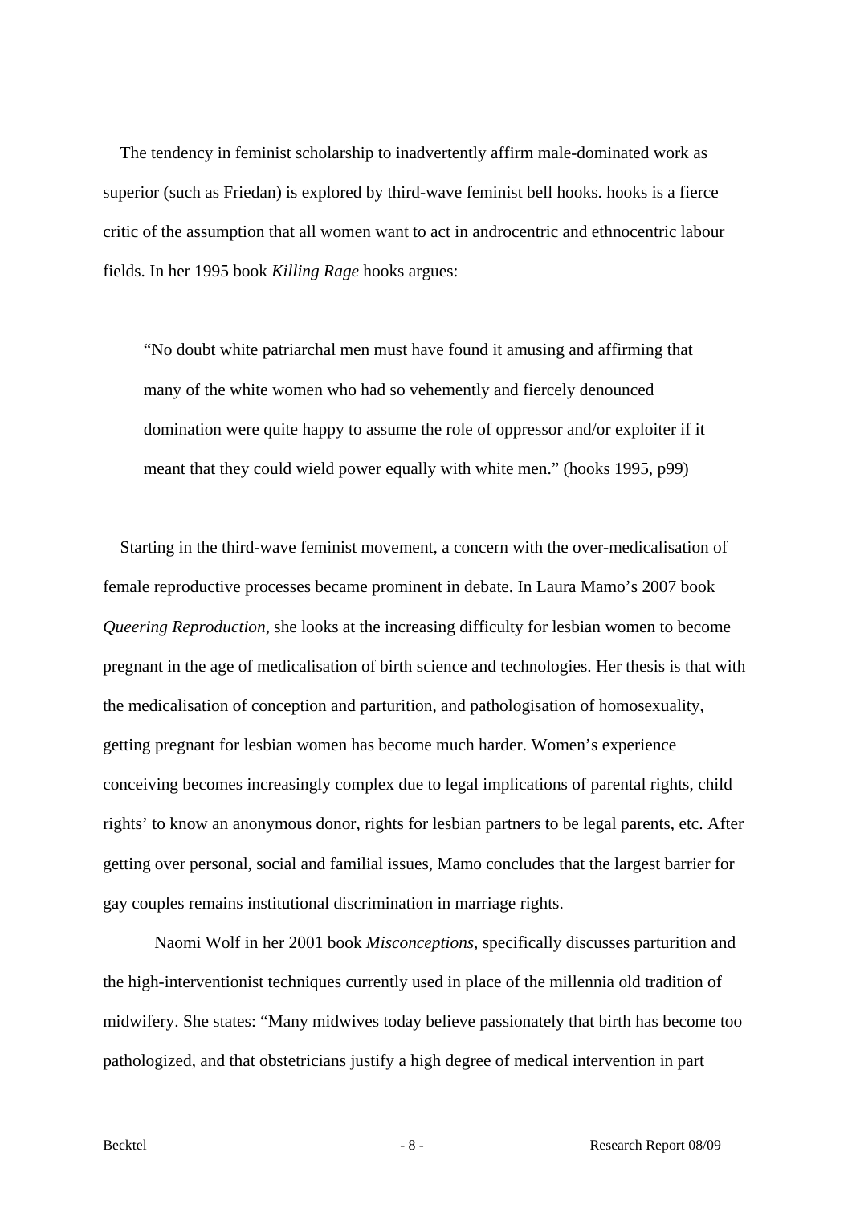The tendency in feminist scholarship to inadvertently affirm male-dominated work as superior (such as Friedan) is explored by third-wave feminist bell hooks. hooks is a fierce critic of the assumption that all women want to act in androcentric and ethnocentric labour fields. In her 1995 book *Killing Rage* hooks argues:

> "No doubt white patriarchal men must have found it amusing and affirming that many of the white women who had so vehemently and fiercely denounced domination were quite happy to assume the role of oppressor and/or exploiter if it meant that they could wield power equally with white men." (hooks 1995, p99)

Starting in the third-wave feminist movement, a concern with the over-medicalisation of female reproductive processes became prominent in debate. In Laura Mamo's 2007 book *Queering Reproduction*, she looks at the increasing difficulty for lesbian women to become pregnant in the age of medicalisation of birth science and technologies. Her thesis is that with the medicalisation of conception and parturition, and pathologisation of homosexuality, getting pregnant for lesbian women has become much harder. Women's experience conceiving becomes increasingly complex due to legal implications of parental rights, child rights' to know an anonymous donor, rights for lesbian partners to be legal parents, etc. After getting over personal, social and familial issues, Mamo concludes that the largest barrier for gay couples remains institutional discrimination in marriage rights.

Naomi Wolf in her 2001 book *Misconceptions*, specifically discusses parturition and the high-interventionist techniques currently used in place of the millennia old tradition of midwifery. She states: "Many midwives today believe passionately that birth has become too pathologized, and that obstetricians justify a high degree of medical intervention in part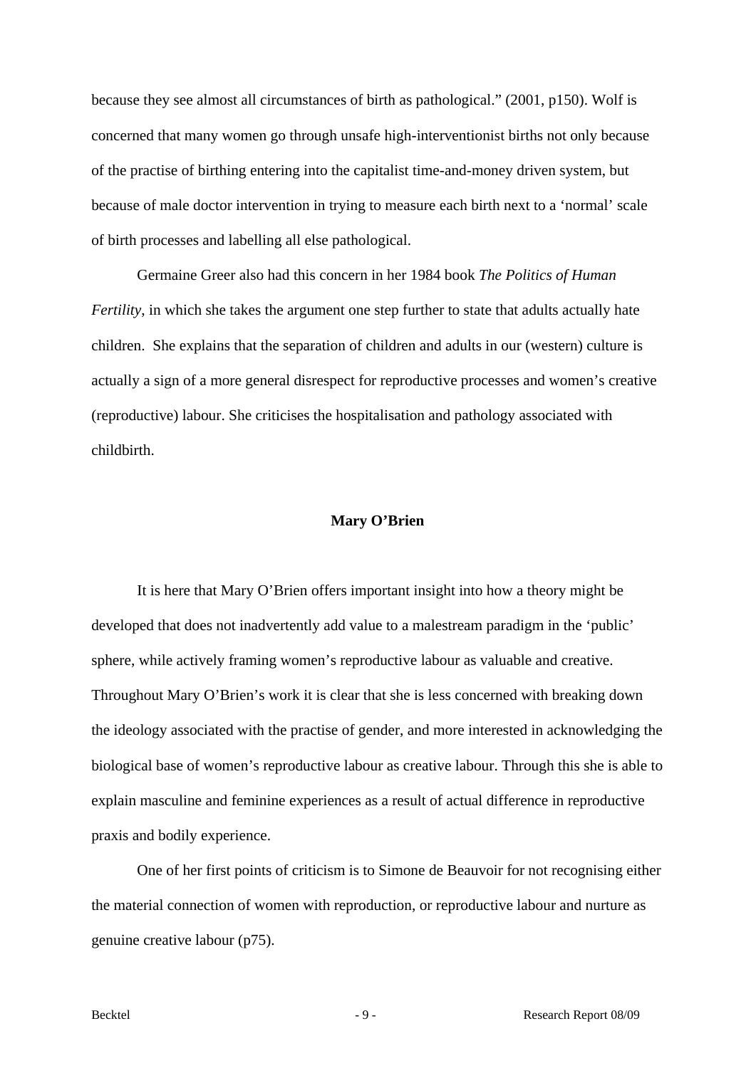because they see almost all circumstances of birth as pathological." (2001, p150). Wolf is concerned that many women go through unsafe high-interventionist births not only because of the practise of birthing entering into the capitalist time-and-money driven system, but because of male doctor intervention in trying to measure each birth next to a 'normal' scale of birth processes and labelling all else pathological.

Germaine Greer also had this concern in her 1984 book *The Politics of Human Fertility*, in which she takes the argument one step further to state that adults actually hate children. She explains that the separation of children and adults in our (western) culture is actually a sign of a more general disrespect for reproductive processes and women's creative (reproductive) labour. She criticises the hospitalisation and pathology associated with childbirth.

## Mary O'Brien

It is here that Mary O'Brien offers important insight into how a theory might be developed that does not inadvertently add value to a malestream paradigm in the 'public' sphere, while actively framing women's reproductive labour as valuable and creative. Throughout Mary O'Brien's work it is clear that she is less concerned with breaking down the ideology associated with the practise of gender, and more interested in acknowledging the biological base of women's reproductive labour as creative labour. Through this she is able to explain masculine and feminine experiences as a result of actual difference in reproductive praxis and bodily experience.

One of her first points of criticism is to Simone de Beauvoir for not recognising either the material connection of women with reproduction, or reproductive labour and nurture as genuine creative labour (p75).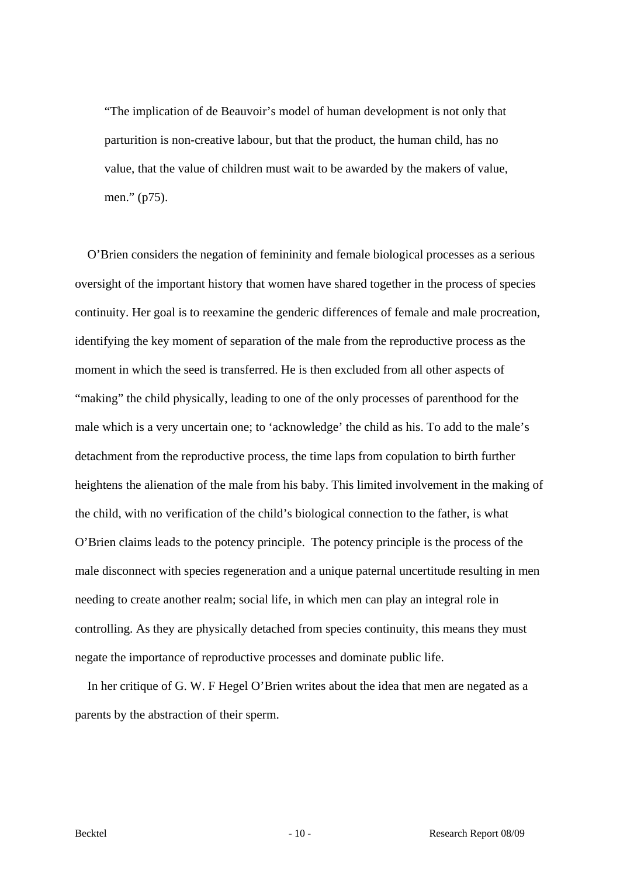> "The implication of de Beauvoir's model of human development is not only that parturition is non-creative labour, but that the product, the human child, has no value, that the value of children must wait to be awarded by the makers of value, men." (p75).

O'Brien considers the negation of femininity and female biological processes as a serious oversight of the important history that women have shared together in the process of species continuity. Her goal is to reexamine the genderic differences of female and male procreation, identifying the key moment of separation of the male from the reproductive process as the moment in which the seed is transferred. He is then excluded from all other aspects of "making" the child physically, leading to one of the only processes of parenthood for the male which is a very uncertain one; to 'acknowledge' the child as his. To add to the male's detachment from the reproductive process, the time laps from copulation to birth further heightens the alienation of the male from his baby. This limited involvement in the making of the child, with no verification of the child's biological connection to the father, is what O'Brien claims leads to the potency principle. The potency principle is the process of the male disconnect with species regeneration and a unique paternal uncertitude resulting in men needing to create another realm; social life, in which men can play an integral role in controlling. As they are physically detached from species continuity, this means they must negate the importance of reproductive processes and dominate public life.

In her critique of G. W. F Hegel O'Brien writes about the idea that men are negated as a parents by the abstraction of their sperm.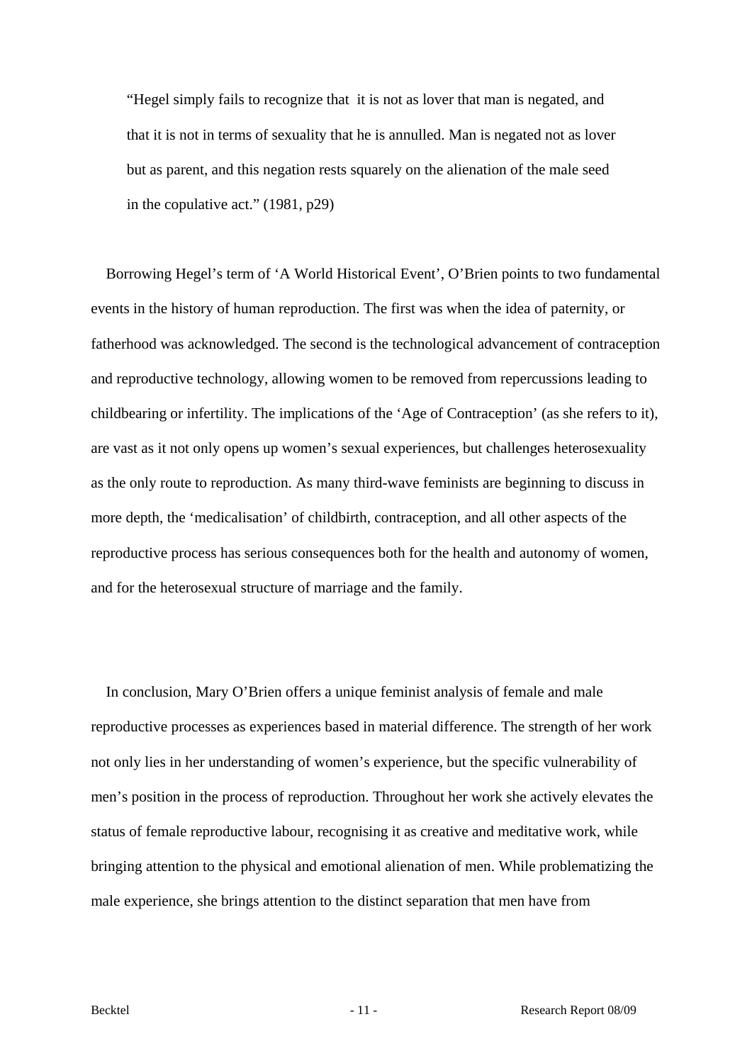> "Hegel simply fails to recognize that it is not as lover that man is negated, and that it is not in terms of sexuality that he is annulled. Man is negated not as lover but as parent, and this negation rests squarely on the alienation of the male seed in the copulative act." (1981, p29)

Borrowing Hegel's term of 'A World Historical Event', O'Brien points to two fundamental events in the history of human reproduction. The first was when the idea of paternity, or fatherhood was acknowledged. The second is the technological advancement of contraception and reproductive technology, allowing women to be removed from repercussions leading to childbearing or infertility. The implications of the 'Age of Contraception' (as she refers to it), are vast as it not only opens up women's sexual experiences, but challenges heterosexuality as the only route to reproduction. As many third-wave feminists are beginning to discuss in more depth, the 'medicalisation' of childbirth, contraception, and all other aspects of the reproductive process has serious consequences both for the health and autonomy of women, and for the heterosexual structure of marriage and the family.

In conclusion, Mary O'Brien offers a unique feminist analysis of female and male reproductive processes as experiences based in material difference. The strength of her work not only lies in her understanding of women's experience, but the specific vulnerability of men's position in the process of reproduction. Throughout her work she actively elevates the status of female reproductive labour, recognising it as creative and meditative work, while bringing attention to the physical and emotional alienation of men. While problematizing the male experience, she brings attention to the distinct separation that men have from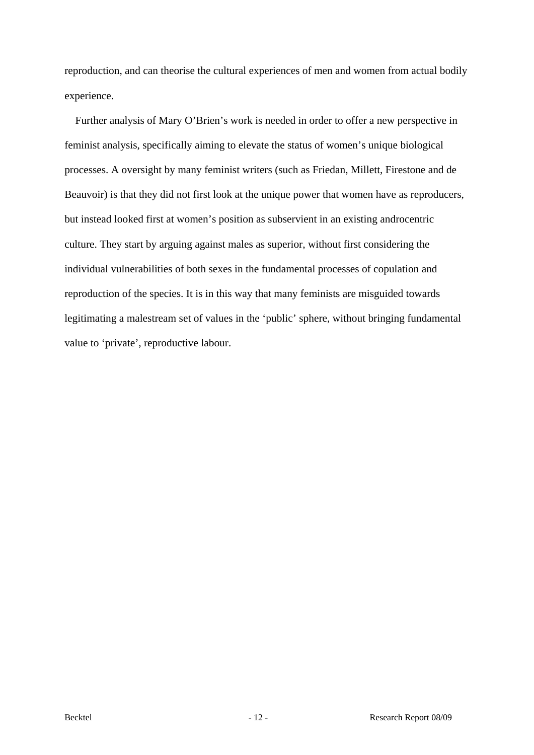reproduction, and can theorise the cultural experiences of men and women from actual bodily experience.

Further analysis of Mary O'Brien's work is needed in order to offer a new perspective in feminist analysis, specifically aiming to elevate the status of women's unique biological processes. A oversight by many feminist writers (such as Friedan, Millett, Firestone and de Beauvoir) is that they did not first look at the unique power that women have as reproducers, but instead looked first at women's position as subservient in an existing androcentric culture. They start by arguing against males as superior, without first considering the individual vulnerabilities of both sexes in the fundamental processes of copulation and reproduction of the species. It is in this way that many feminists are misguided towards legitimating a malestream set of values in the 'public' sphere, without bringing fundamental value to 'private', reproductive labour.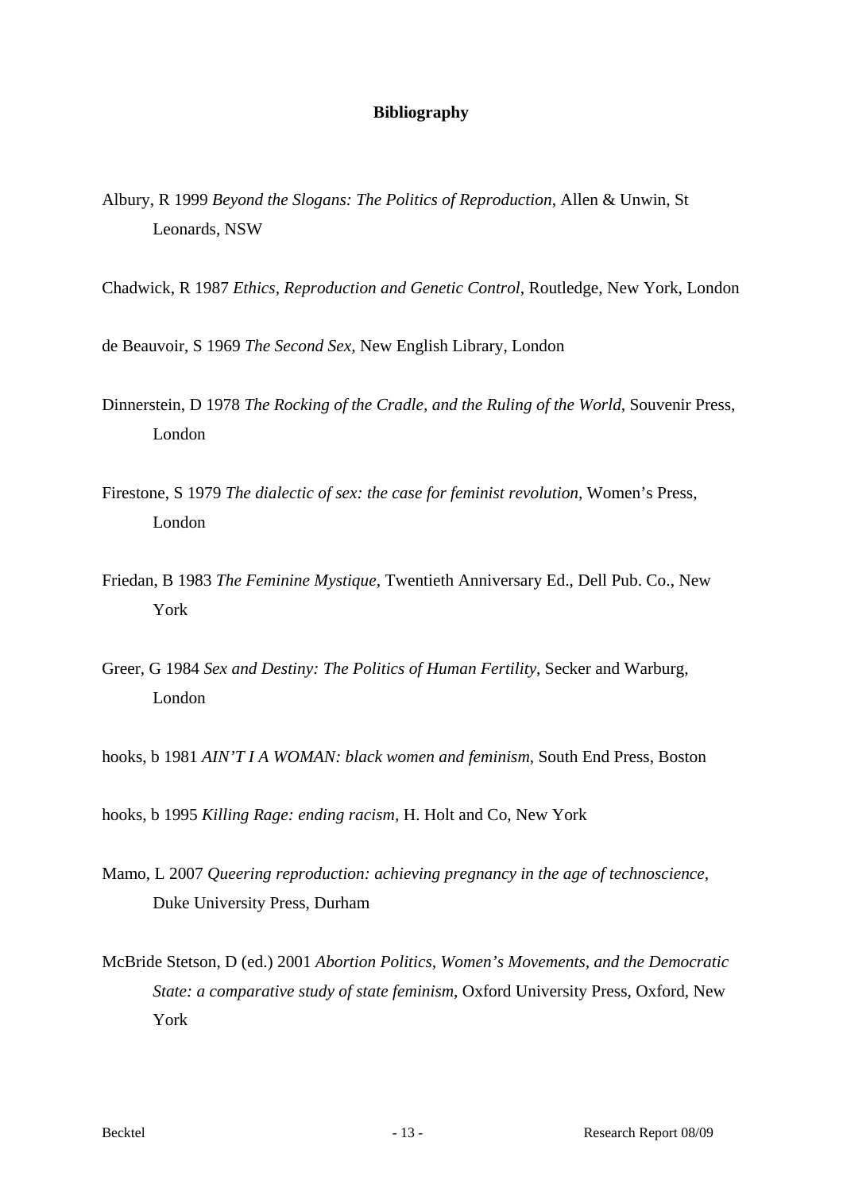# Bibliography

Albury, R 1999 *Beyond the Slogans: The Politics of Reproduction*, Allen & Unwin, St Leonards, NSW

Chadwick, R 1987 *Ethics, Reproduction and Genetic Control*, Routledge, New York, London

de Beauvoir, S 1969 *The Second Sex,* New English Library, London

Dinnerstein, D 1978 *The Rocking of the Cradle, and the Ruling of the World*, Souvenir Press, London

Firestone, S 1979 *The dialectic of sex: the case for feminist revolution,* Women's Press, London

Friedan, B 1983 *The Feminine Mystique,* Twentieth Anniversary Ed., Dell Pub. Co., New York

Greer, G 1984 *Sex and Destiny: The Politics of Human Fertility*, Secker and Warburg, London

hooks, b 1981 *AIN'T I A WOMAN: black women and feminism*, South End Press, Boston

hooks, b 1995 *Killing Rage: ending racism*, H. Holt and Co, New York

Mamo, L 2007 *Queering reproduction: achieving pregnancy in the age of technoscience,* Duke University Press, Durham

McBride Stetson, D (ed.) 2001 *Abortion Politics, Women's Movements, and the Democratic State: a comparative study of state feminism*, Oxford University Press, Oxford, New York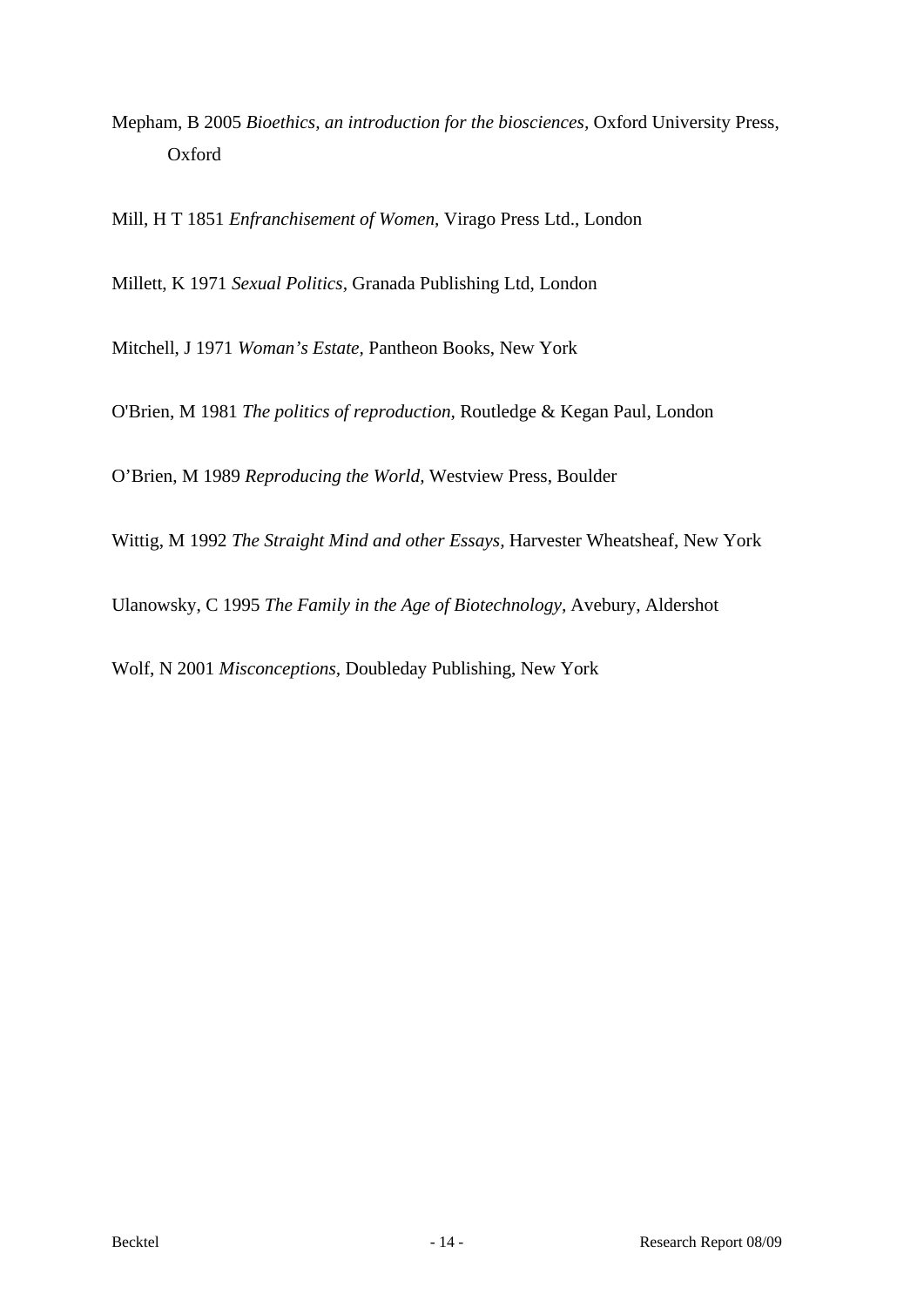Mepham, B 2005 *Bioethics, an introduction for the biosciences*, Oxford University Press, Oxford

Mill, H T 1851 *Enfranchisement of Women,* Virago Press Ltd., London

Millett, K 1971 *Sexual Politics*, Granada Publishing Ltd, London

Mitchell, J 1971 *Woman's Estate,* Pantheon Books, New York

O'Brien, M 1981 *The politics of reproduction*, Routledge & Kegan Paul, London

O'Brien, M 1989 *Reproducing the World*, Westview Press, Boulder

Wittig, M 1992 *The Straight Mind and other Essays*, Harvester Wheatsheaf, New York

Ulanowsky, C 1995 *The Family in the Age of Biotechnology*, Avebury, Aldershot

Wolf, N 2001 *Misconceptions,* Doubleday Publishing, New York